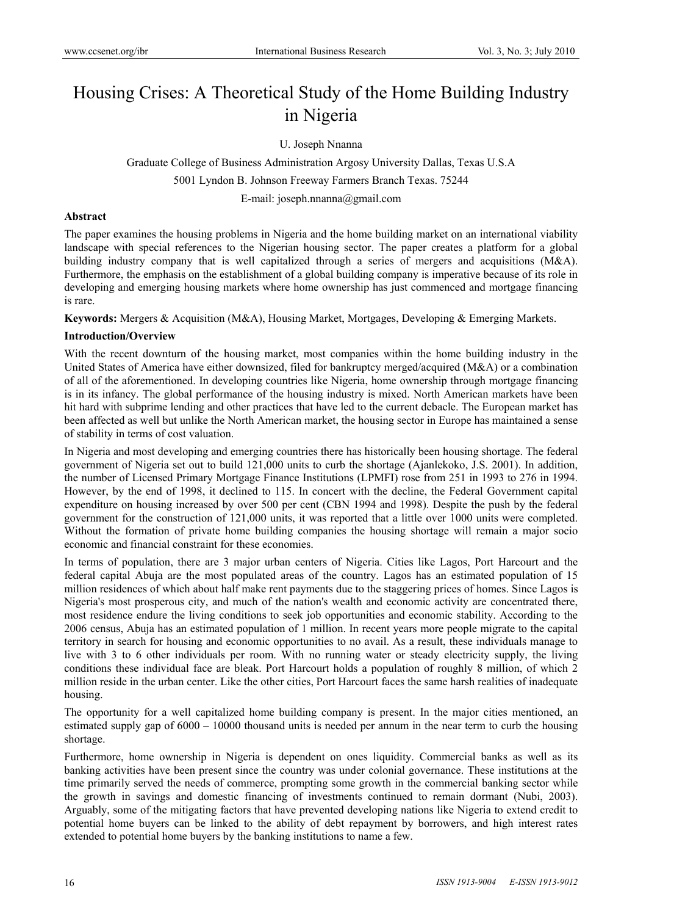# Housing Crises: A Theoretical Study of the Home Building Industry in Nigeria

U. Joseph Nnanna

Graduate College of Business Administration Argosy University Dallas, Texas U.S.A

5001 Lyndon B. Johnson Freeway Farmers Branch Texas. 75244

E-mail: joseph.nnanna@gmail.com

## Abstract

The paper examines the housing problems in Nigeria and the home building market on an international viability landscape with special references to the Nigerian housing sector. The paper creates a platform for a global building industry company that is well capitalized through a series of mergers and acquisitions (M&A). Furthermore, the emphasis on the establishment of a global building company is imperative because of its role in developing and emerging housing markets where home ownership has just commenced and mortgage financing is rare.

**Keywords:** Mergers & Acquisition (M&A), Housing Market, Mortgages, Developing & Emerging Markets.

## Introduction/Overview

With the recent downturn of the housing market, most companies within the home building industry in the United States of America have either downsized, filed for bankruptcy merged/acquired (M&A) or a combination of all of the aforementioned. In developing countries like Nigeria, home ownership through mortgage financing is in its infancy. The global performance of the housing industry is mixed. North American markets have been hit hard with subprime lending and other practices that have led to the current debacle. The European market has been affected as well but unlike the North American market, the housing sector in Europe has maintained a sense of stability in terms of cost valuation.

In Nigeria and most developing and emerging countries there has historically been housing shortage. The federal government of Nigeria set out to build 121,000 units to curb the shortage (Ajanlekoko, J.S. 2001). In addition, the number of Licensed Primary Mortgage Finance Institutions (LPMFI) rose from 251 in 1993 to 276 in 1994. However, by the end of 1998, it declined to 115. In concert with the decline, the Federal Government capital expenditure on housing increased by over 500 per cent (CBN 1994 and 1998). Despite the push by the federal government for the construction of 121,000 units, it was reported that a little over 1000 units were completed. Without the formation of private home building companies the housing shortage will remain a major socio economic and financial constraint for these economies.

In terms of population, there are 3 major urban centers of Nigeria. Cities like Lagos, Port Harcourt and the federal capital Abuja are the most populated areas of the country. Lagos has an estimated population of 15 million residences of which about half make rent payments due to the staggering prices of homes. Since Lagos is Nigeria's most prosperous city, and much of the nation's wealth and economic activity are concentrated there, most residence endure the living conditions to seek job opportunities and economic stability. According to the 2006 census, Abuja has an estimated population of 1 million. In recent years more people migrate to the capital territory in search for housing and economic opportunities to no avail. As a result, these individuals manage to live with 3 to 6 other individuals per room. With no running water or steady electricity supply, the living conditions these individual face are bleak. Port Harcourt holds a population of roughly 8 million, of which 2 million reside in the urban center. Like the other cities, Port Harcourt faces the same harsh realities of inadequate housing.

The opportunity for a well capitalized home building company is present. In the major cities mentioned, an estimated supply gap of 6000 – 10000 thousand units is needed per annum in the near term to curb the housing shortage.

Furthermore, home ownership in Nigeria is dependent on ones liquidity. Commercial banks as well as its banking activities have been present since the country was under colonial governance. These institutions at the time primarily served the needs of commerce, prompting some growth in the commercial banking sector while the growth in savings and domestic financing of investments continued to remain dormant (Nubi, 2003). Arguably, some of the mitigating factors that have prevented developing nations like Nigeria to extend credit to potential home buyers can be linked to the ability of debt repayment by borrowers, and high interest rates extended to potential home buyers by the banking institutions to name a few.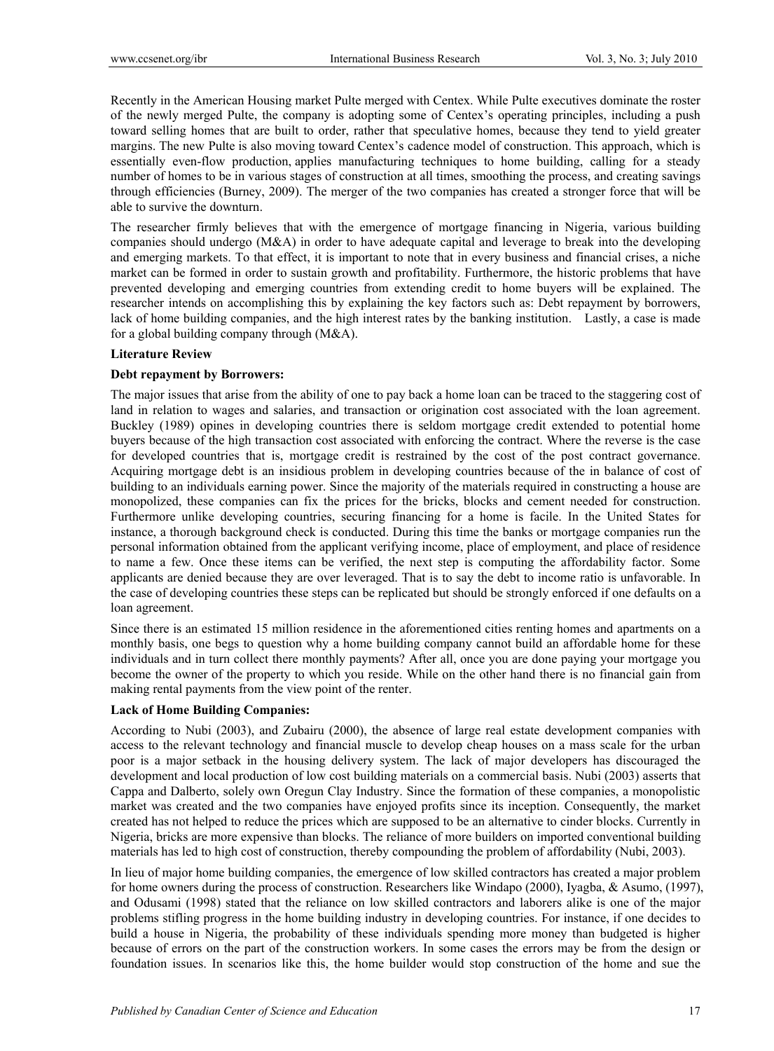Recently in the American Housing market Pulte merged with Centex. While Pulte executives dominate the roster of the newly merged Pulte, the company is adopting some of Centex's operating principles, including a push toward selling homes that are built to order, rather that speculative homes, because they tend to yield greater margins. The new Pulte is also moving toward Centex's cadence model of construction. This approach, which is essentially even-flow production, applies manufacturing techniques to home building, calling for a steady number of homes to be in various stages of construction at all times, smoothing the process, and creating savings through efficiencies (Burney, 2009). The merger of the two companies has created a stronger force that will be able to survive the downturn.

The researcher firmly believes that with the emergence of mortgage financing in Nigeria, various building companies should undergo (M&A) in order to have adequate capital and leverage to break into the developing and emerging markets. To that effect, it is important to note that in every business and financial crises, a niche market can be formed in order to sustain growth and profitability. Furthermore, the historic problems that have prevented developing and emerging countries from extending credit to home buyers will be explained. The researcher intends on accomplishing this by explaining the key factors such as: Debt repayment by borrowers, lack of home building companies, and the high interest rates by the banking institution. Lastly, a case is made for a global building company through (M&A).

## Literature Review

### Debt repayment by Borrowers:

The major issues that arise from the ability of one to pay back a home loan can be traced to the staggering cost of land in relation to wages and salaries, and transaction or origination cost associated with the loan agreement. Buckley (1989) opines in developing countries there is seldom mortgage credit extended to potential home buyers because of the high transaction cost associated with enforcing the contract. Where the reverse is the case for developed countries that is, mortgage credit is restrained by the cost of the post contract governance. Acquiring mortgage debt is an insidious problem in developing countries because of the in balance of cost of building to an individuals earning power. Since the majority of the materials required in constructing a house are monopolized, these companies can fix the prices for the bricks, blocks and cement needed for construction. Furthermore unlike developing countries, securing financing for a home is facile. In the United States for instance, a thorough background check is conducted. During this time the banks or mortgage companies run the personal information obtained from the applicant verifying income, place of employment, and place of residence to name a few. Once these items can be verified, the next step is computing the affordability factor. Some applicants are denied because they are over leveraged. That is to say the debt to income ratio is unfavorable. In the case of developing countries these steps can be replicated but should be strongly enforced if one defaults on a loan agreement.

Since there is an estimated 15 million residence in the aforementioned cities renting homes and apartments on a monthly basis, one begs to question why a home building company cannot build an affordable home for these individuals and in turn collect there monthly payments? After all, once you are done paying your mortgage you become the owner of the property to which you reside. While on the other hand there is no financial gain from making rental payments from the view point of the renter.

### Lack of Home Building Companies:

According to Nubi (2003), and Zubairu (2000), the absence of large real estate development companies with access to the relevant technology and financial muscle to develop cheap houses on a mass scale for the urban poor is a major setback in the housing delivery system. The lack of major developers has discouraged the development and local production of low cost building materials on a commercial basis. Nubi (2003) asserts that Cappa and Dalberto, solely own Oregun Clay Industry. Since the formation of these companies, a monopolistic market was created and the two companies have enjoyed profits since its inception. Consequently, the market created has not helped to reduce the prices which are supposed to be an alternative to cinder blocks. Currently in Nigeria, bricks are more expensive than blocks. The reliance of more builders on imported conventional building materials has led to high cost of construction, thereby compounding the problem of affordability (Nubi, 2003).

In lieu of major home building companies, the emergence of low skilled contractors has created a major problem for home owners during the process of construction. Researchers like Windapo (2000), Iyagba, & Asumo, (1997), and Odusami (1998) stated that the reliance on low skilled contractors and laborers alike is one of the major problems stifling progress in the home building industry in developing countries. For instance, if one decides to build a house in Nigeria, the probability of these individuals spending more money than budgeted is higher because of errors on the part of the construction workers. In some cases the errors may be from the design or foundation issues. In scenarios like this, the home builder would stop construction of the home and sue the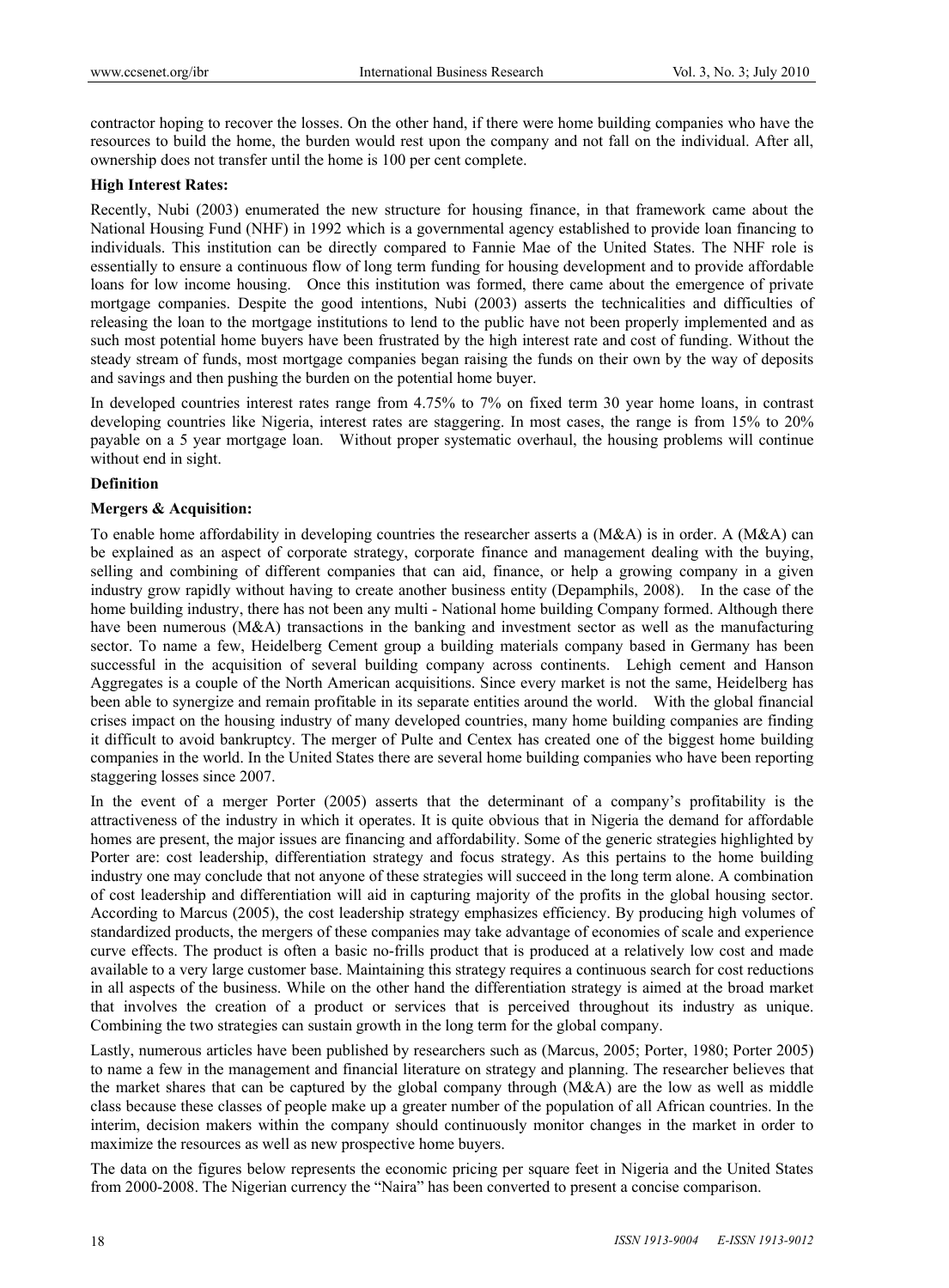contractor hoping to recover the losses. On the other hand, if there were home building companies who have the resources to build the home, the burden would rest upon the company and not fall on the individual. After all, ownership does not transfer until the home is 100 per cent complete.

**High Interest Rates:**

Recently, Nubi (2003) enumerated the new structure for housing finance, in that framework came about the National Housing Fund (NHF) in 1992 which is a governmental agency established to provide loan financing to individuals. This institution can be directly compared to Fannie Mae of the United States. The NHF role is essentially to ensure a continuous flow of long term funding for housing development and to provide affordable loans for low income housing. Once this institution was formed, there came about the emergence of private mortgage companies. Despite the good intentions, Nubi (2003) asserts the technicalities and difficulties of releasing the loan to the mortgage institutions to lend to the public have not been properly implemented and as such most potential home buyers have been frustrated by the high interest rate and cost of funding. Without the steady stream of funds, most mortgage companies began raising the funds on their own by the way of deposits and savings and then pushing the burden on the potential home buyer.

In developed countries interest rates range from 4.75% to 7% on fixed term 30 year home loans, in contrast developing countries like Nigeria, interest rates are staggering. In most cases, the range is from 15% to 20% payable on a 5 year mortgage loan. Without proper systematic overhaul, the housing problems will continue without end in sight.

**Definition**

**Mergers & Acquisition:**

To enable home affordability in developing countries the researcher asserts a (M&A) is in order. A (M&A) can be explained as an aspect of corporate strategy, corporate finance and management dealing with the buying, selling and combining of different companies that can aid, finance, or help a growing company in a given industry grow rapidly without having to create another business entity (Depamphils, 2008). In the case of the home building industry, there has not been any multi - National home building Company formed. Although there have been numerous (M&A) transactions in the banking and investment sector as well as the manufacturing sector. To name a few, Heidelberg Cement group a building materials company based in Germany has been successful in the acquisition of several building company across continents. Lehigh cement and Hanson Aggregates is a couple of the North American acquisitions. Since every market is not the same, Heidelberg has been able to synergize and remain profitable in its separate entities around the world. With the global financial crises impact on the housing industry of many developed countries, many home building companies are finding it difficult to avoid bankruptcy. The merger of Pulte and Centex has created one of the biggest home building companies in the world. In the United States there are several home building companies who have been reporting staggering losses since 2007.

In the event of a merger Porter (2005) asserts that the determinant of a company's profitability is the attractiveness of the industry in which it operates. It is quite obvious that in Nigeria the demand for affordable homes are present, the major issues are financing and affordability. Some of the generic strategies highlighted by Porter are: cost leadership, differentiation strategy and focus strategy. As this pertains to the home building industry one may conclude that not anyone of these strategies will succeed in the long term alone. A combination of cost leadership and differentiation will aid in capturing majority of the profits in the global housing sector. According to Marcus (2005), the cost leadership strategy emphasizes efficiency. By producing high volumes of standardized products, the mergers of these companies may take advantage of economies of scale and experience curve effects. The product is often a basic no-frills product that is produced at a relatively low cost and made available to a very large customer base. Maintaining this strategy requires a continuous search for cost reductions in all aspects of the business. While on the other hand the differentiation strategy is aimed at the broad market that involves the creation of a product or services that is perceived throughout its industry as unique. Combining the two strategies can sustain growth in the long term for the global company.

Lastly, numerous articles have been published by researchers such as (Marcus, 2005; Porter, 1980; Porter 2005) to name a few in the management and financial literature on strategy and planning. The researcher believes that the market shares that can be captured by the global company through (M&A) are the low as well as middle class because these classes of people make up a greater number of the population of all African countries. In the interim, decision makers within the company should continuously monitor changes in the market in order to maximize the resources as well as new prospective home buyers.

The data on the figures below represents the economic pricing per square feet in Nigeria and the United States from 2000-2008. The Nigerian currency the "Naira" has been converted to present a concise comparison.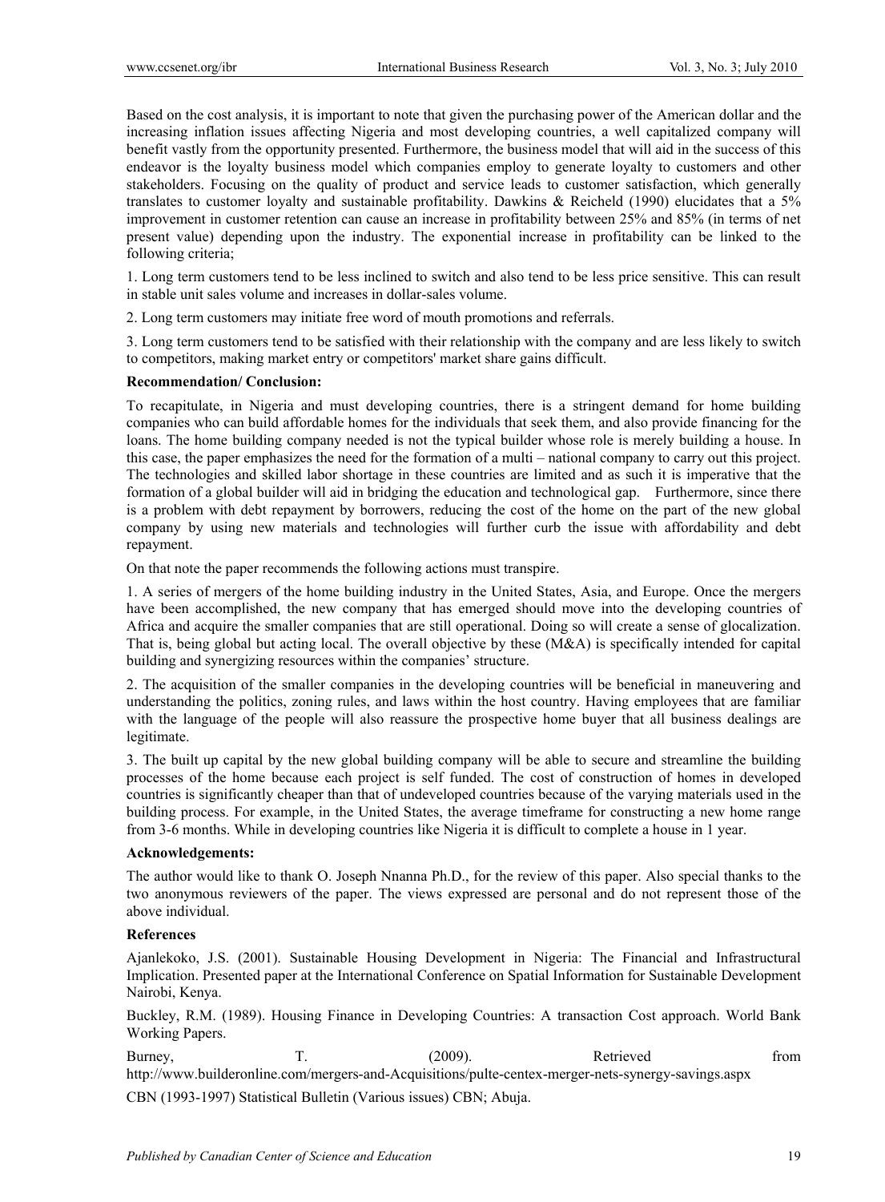Based on the cost analysis, it is important to note that given the purchasing power of the American dollar and the increasing inflation issues affecting Nigeria and most developing countries, a well capitalized company will benefit vastly from the opportunity presented. Furthermore, the business model that will aid in the success of this endeavor is the loyalty business model which companies employ to generate loyalty to customers and other stakeholders. Focusing on the quality of product and service leads to customer satisfaction, which generally translates to customer loyalty and sustainable profitability. Dawkins & Reicheld (1990) elucidates that a 5% improvement in customer retention can cause an increase in profitability between 25% and 85% (in terms of net present value) depending upon the industry. The exponential increase in profitability can be linked to the following criteria;

1. Long term customers tend to be less inclined to switch and also tend to be less price sensitive. This can result in stable unit sales volume and increases in dollar-sales volume.

2. Long term customers may initiate free word of mouth promotions and referrals.

3. Long term customers tend to be satisfied with their relationship with the company and are less likely to switch to competitors, making market entry or competitors' market share gains difficult.

**Recommendation/ Conclusion:**

To recapitulate, in Nigeria and must developing countries, there is a stringent demand for home building companies who can build affordable homes for the individuals that seek them, and also provide financing for the loans. The home building company needed is not the typical builder whose role is merely building a house. In this case, the paper emphasizes the need for the formation of a multi – national company to carry out this project. The technologies and skilled labor shortage in these countries are limited and as such it is imperative that the formation of a global builder will aid in bridging the education and technological gap. Furthermore, since there is a problem with debt repayment by borrowers, reducing the cost of the home on the part of the new global company by using new materials and technologies will further curb the issue with affordability and debt repayment.

On that note the paper recommends the following actions must transpire.

1. A series of mergers of the home building industry in the United States, Asia, and Europe. Once the mergers have been accomplished, the new company that has emerged should move into the developing countries of Africa and acquire the smaller companies that are still operational. Doing so will create a sense of glocalization. That is, being global but acting local. The overall objective by these (M&A) is specifically intended for capital building and synergizing resources within the companies' structure.

2. The acquisition of the smaller companies in the developing countries will be beneficial in maneuvering and understanding the politics, zoning rules, and laws within the host country. Having employees that are familiar with the language of the people will also reassure the prospective home buyer that all business dealings are legitimate.

3. The built up capital by the new global building company will be able to secure and streamline the building processes of the home because each project is self funded. The cost of construction of homes in developed countries is significantly cheaper than that of undeveloped countries because of the varying materials used in the building process. For example, in the United States, the average timeframe for constructing a new home range from 3-6 months. While in developing countries like Nigeria it is difficult to complete a house in 1 year.

**Acknowledgements:**

The author would like to thank O. Joseph Nnanna Ph.D., for the review of this paper. Also special thanks to the two anonymous reviewers of the paper. The views expressed are personal and do not represent those of the above individual.

**References**

Ajanlekoko, J.S. (2001). Sustainable Housing Development in Nigeria: The Financial and Infrastructural Implication. Presented paper at the International Conference on Spatial Information for Sustainable Development Nairobi, Kenya.

Buckley, R.M. (1989). Housing Finance in Developing Countries: A transaction Cost approach. World Bank Working Papers.

Burney, T. (2009). Retrieved from http://www.builderonline.com/mergers-and-Acquisitions/pulte-centex-merger-nets-synergy-savings.aspx

CBN (1993-1997) Statistical Bulletin (Various issues) CBN; Abuja.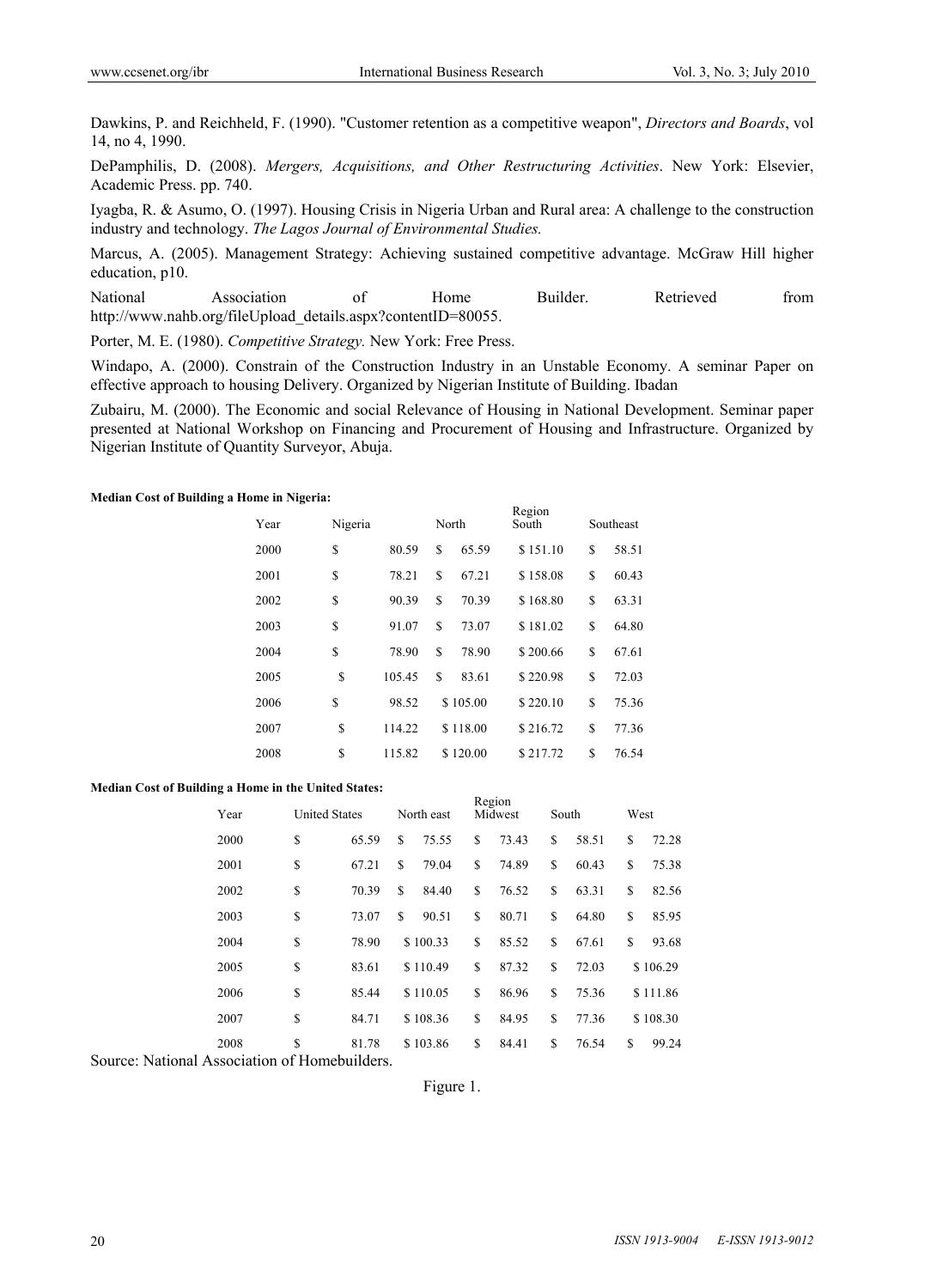Dawkins, P. and Reichheld, F. (1990). "Customer retention as a competitive weapon", *Directors and Boards*, vol 14, no 4, 1990.

DePamphilis, D. (2008). *Mergers, Acquisitions, and Other Restructuring Activities*. New York: Elsevier, Academic Press. pp. 740.

Iyagba, R. & Asumo, O. (1997). Housing Crisis in Nigeria Urban and Rural area: A challenge to the construction industry and technology. *The Lagos Journal of Environmental Studies.*

Marcus, A. (2005). Management Strategy: Achieving sustained competitive advantage. McGraw Hill higher education, p10.

National Association of Home Builder. Retrieved from http://www.nahb.org/fileUpload_details.aspx?contentID=80055.

Porter, M. E. (1980). *Competitive Strategy.* New York: Free Press.

Windapo, A. (2000). Constrain of the Construction Industry in an Unstable Economy. A seminar Paper on effective approach to housing Delivery. Organized by Nigerian Institute of Building. Ibadan

Zubairu, M. (2000). The Economic and social Relevance of Housing in National Development. Seminar paper presented at National Workshop on Financing and Procurement of Housing and Infrastructure. Organized by Nigerian Institute of Quantity Surveyor, Abuja.

**Median Cost of Building a Home in Nigeria:**

| Year | Nigeria | Region | | |
|---|---|---|---|---|
| | | North | South | Southeast |
| 2000 | $ 80.59 | $ 65.59 | $ 151.10 | $ 58.51 |
| 2001 | $ 78.21 | $ 67.21 | $ 158.08 | $ 60.43 |
| 2002 | $ 90.39 | $ 70.39 | $ 168.80 | $ 63.31 |
| 2003 | $ 91.07 | $ 73.07 | $ 181.02 | $ 64.80 |
| 2004 | $ 78.90 | $ 78.90 | $ 200.66 | $ 67.61 |
| 2005 | $ 105.45 | $ 83.61 | $ 220.98 | $ 72.03 |
| 2006 | $ 98.52 | $ 105.00 | $ 220.10 | $ 75.36 |
| 2007 | $ 114.22 | $ 118.00 | $ 216.72 | $ 77.36 |
| 2008 | $ 115.82 | $ 120.00 | $ 217.72 | $ 76.54 |

**Median Cost of Building a Home in the United States:**

| Year | United States | Region | | | |
|---|---|---|---|---|---|
| | | North east | Midwest | South | West |
| 2000 | $ 65.59 | $ 75.55 | $ 73.43 | $ 58.51 | $ 72.28 |
| 2001 | $ 67.21 | $ 79.04 | $ 74.89 | $ 60.43 | $ 75.38 |
| 2002 | $ 70.39 | $ 84.40 | $ 76.52 | $ 63.31 | $ 82.56 |
| 2003 | $ 73.07 | $ 90.51 | $ 80.71 | $ 64.80 | $ 85.95 |
| 2004 | $ 78.90 | $ 100.33 | $ 85.52 | $ 67.61 | $ 93.68 |
| 2005 | $ 83.61 | $ 110.49 | $ 87.32 | $ 72.03 | $ 106.29 |
| 2006 | $ 85.44 | $ 110.05 | $ 86.96 | $ 75.36 | $ 111.86 |
| 2007 | $ 84.71 | $ 108.36 | $ 84.95 | $ 77.36 | $ 108.30 |
| 2008 | $ 81.78 | $ 103.86 | $ 84.41 | $ 76.54 | $ 99.24 |

Source: National Association of Homebuilders.

Figure 1.